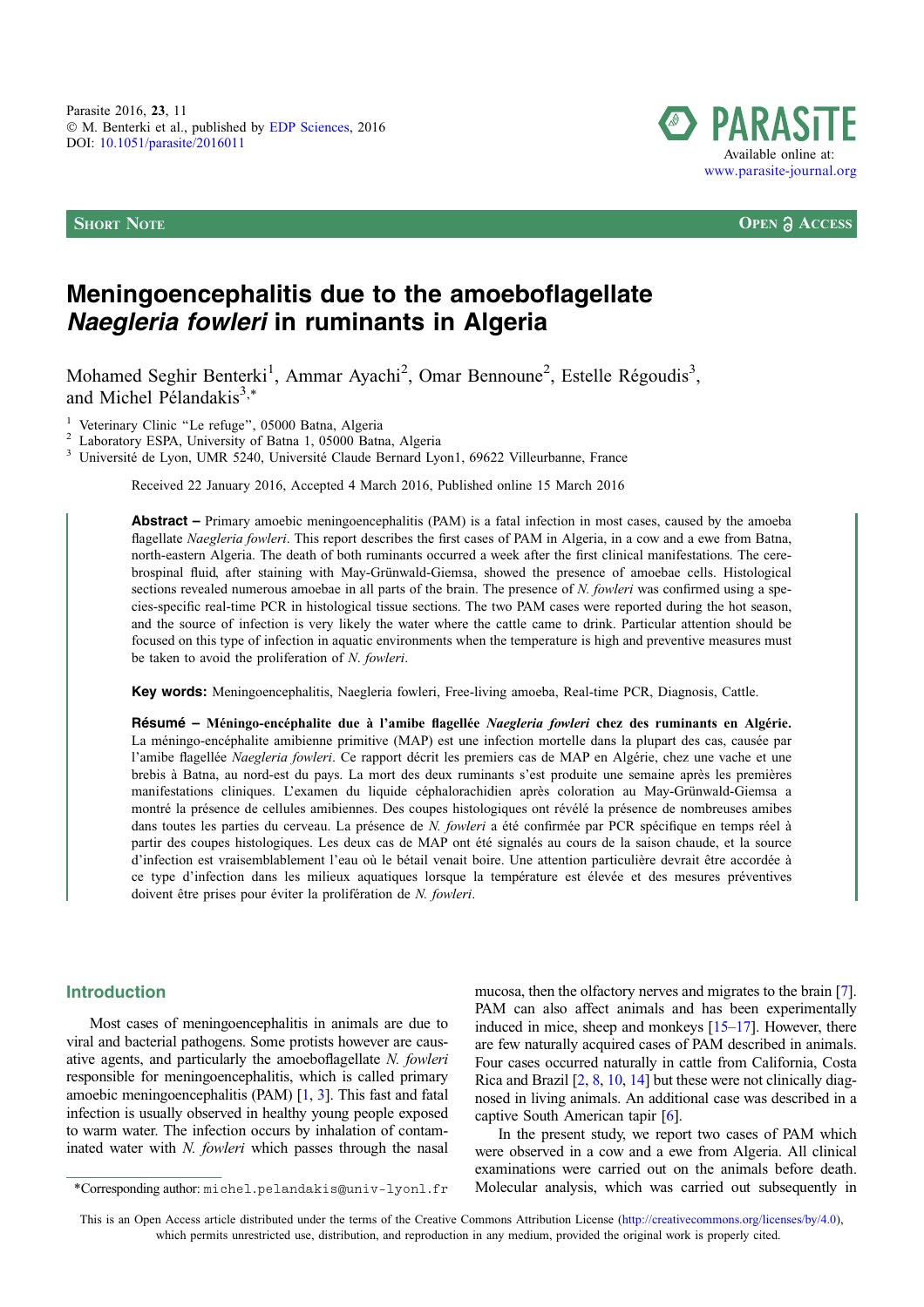Short Note

Open Access

# Meningoencephalitis due to the amoeboflagellate *Naegleria fowleri* in ruminants in Algeria

Mohamed Seghir Benterki[1], Ammar Ayachi[2], Omar Bennoune[2], Estelle Régoudis[3], and Michel Pélandakis[3,*]

[1] Veterinary Clinic "Le refuge", 05000 Batna, Algeria
[2] Laboratory ESPA, University of Batna 1, 05000 Batna, Algeria
[3] Université de Lyon, UMR 5240, Université Claude Bernard Lyon1, 69622 Villeurbanne, France

Received 22 January 2016, Accepted 4 March 2016, Published online 15 March 2016

**Abstract –** Primary amoebic meningoencephalitis (PAM) is a fatal infection in most cases, caused by the amoeba flagellate *Naegleria fowleri*. This report describes the first cases of PAM in Algeria, in a cow and a ewe from Batna, north-eastern Algeria. The death of both ruminants occurred a week after the first clinical manifestations. The cerebrospinal fluid, after staining with May-Grünwald-Giemsa, showed the presence of amoebae cells. Histological sections revealed numerous amoebae in all parts of the brain. The presence of *N. fowleri* was confirmed using a species-specific real-time PCR in histological tissue sections. The two PAM cases were reported during the hot season, and the source of infection is very likely the water where the cattle came to drink. Particular attention should be focused on this type of infection in aquatic environments when the temperature is high and preventive measures must be taken to avoid the proliferation of *N. fowleri*.

**Key words:** Meningoencephalitis, Naegleria fowleri, Free-living amoeba, Real-time PCR, Diagnosis, Cattle.

**Résumé – Méningo-encéphalite due à l'amibe flagellée *Naegleria fowleri* chez des ruminants en Algérie.** La méningo-encéphalite amibienne primitive (MAP) est une infection mortelle dans la plupart des cas, causée par l'amibe flagellée *Naegleria fowleri*. Ce rapport décrit les premiers cas de MAP en Algérie, chez une vache et une brebis à Batna, au nord-est du pays. La mort des deux ruminants s'est produite une semaine après les premières manifestations cliniques. L'examen du liquide céphalorachidien après coloration au May-Grünwald-Giemsa a montré la présence de cellules amibiennes. Des coupes histologiques ont révélé la présence de nombreuses amibes dans toutes les parties du cerveau. La présence de *N. fowleri* a été confirmée par PCR spécifique en temps réel à partir des coupes histologiques. Les deux cas de MAP ont été signalés au cours de la saison chaude, et la source d'infection est vraisemblablement l'eau où le bétail venait boire. Une attention particulière devrait être accordée à ce type d'infection dans les milieux aquatiques lorsque la température est élevée et des mesures préventives doivent être prises pour éviter la prolifération de *N. fowleri*.

## Introduction

Most cases of meningoencephalitis in animals are due to viral and bacterial pathogens. Some protists however are causative agents, and particularly the amoeboflagellate *N. fowleri* responsible for meningoencephalitis, which is called primary amoebic meningoencephalitis (PAM) [1, 3]. This fast and fatal infection is usually observed in healthy young people exposed to warm water. The infection occurs by inhalation of contaminated water with *N. fowleri* which passes through the nasal mucosa, then the olfactory nerves and migrates to the brain [7]. PAM can also affect animals and has been experimentally induced in mice, sheep and monkeys [15–17]. However, there are few naturally acquired cases of PAM described in animals. Four cases occurred naturally in cattle from California, Costa Rica and Brazil [2, 8, 10, 14] but these were not clinically diagnosed in living animals. An additional case was described in a captive South American tapir [6].

In the present study, we report two cases of PAM which were observed in a cow and a ewe from Algeria. All clinical examinations were carried out on the animals before death. Molecular analysis, which was carried out subsequently in

*Corresponding author: michel.pelandakis@univ-lyon1.fr

This is an Open Access article distributed under the terms of the Creative Commons Attribution License (http://creativecommons.org/licenses/by/4.0), which permits unrestricted use, distribution, and reproduction in any medium, provided the original work is properly cited.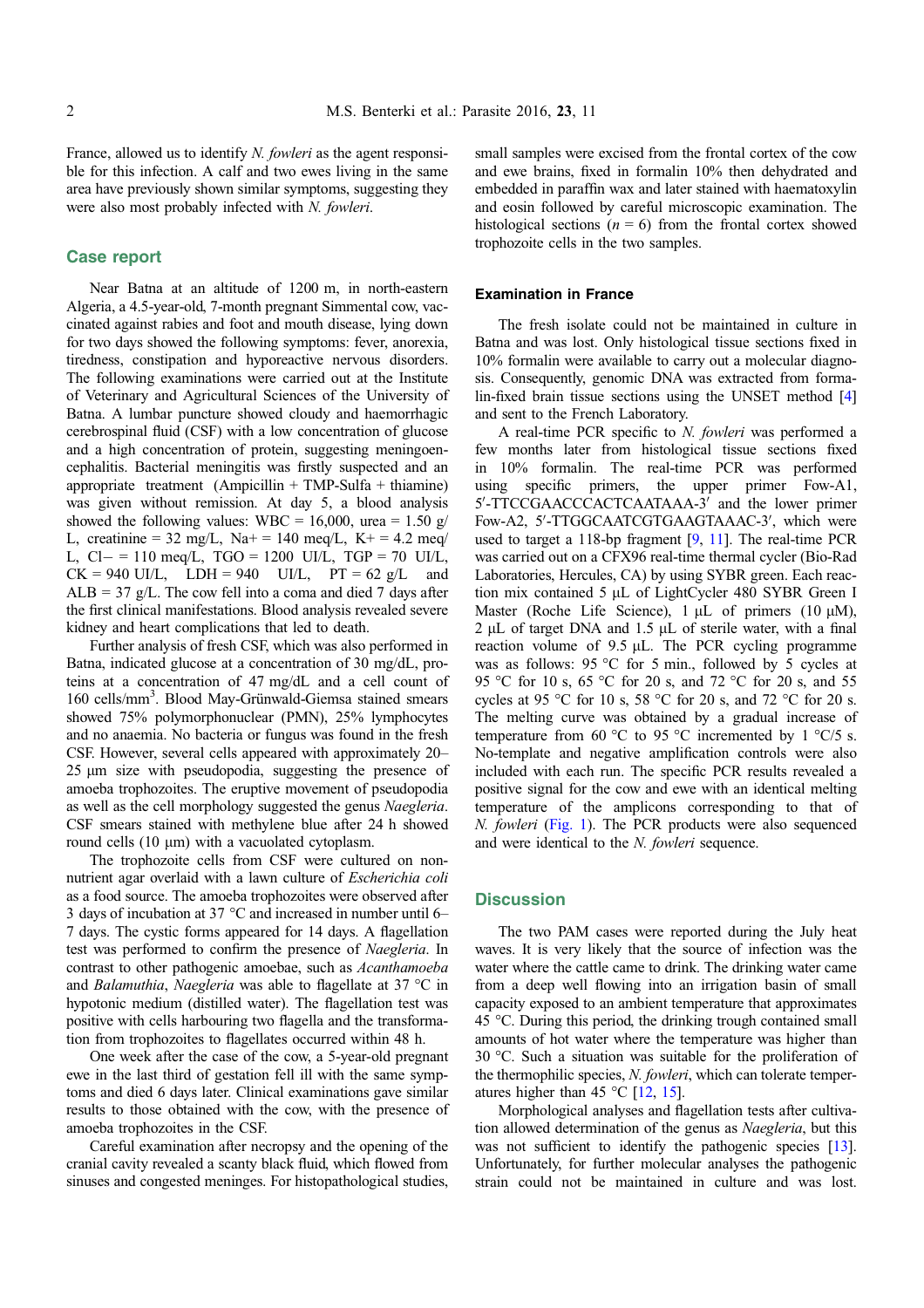France, allowed us to identify *N. fowleri* as the agent responsible for this infection. A calf and two ewes living in the same area have previously shown similar symptoms, suggesting they were also most probably infected with *N. fowleri*.

## Case report

Near Batna at an altitude of 1200 m, in north-eastern Algeria, a 4.5-year-old, 7-month pregnant Simmental cow, vaccinated against rabies and foot and mouth disease, lying down for two days showed the following symptoms: fever, anorexia, tiredness, constipation and hyporeactive nervous disorders. The following examinations were carried out at the Institute of Veterinary and Agricultural Sciences of the University of Batna. A lumbar puncture showed cloudy and haemorrhagic cerebrospinal fluid (CSF) with a low concentration of glucose and a high concentration of protein, suggesting meningoencephalitis. Bacterial meningitis was firstly suspected and an appropriate treatment (Ampicillin + TMP-Sulfa + thiamine) was given without remission. At day 5, a blood analysis showed the following values: WBC = 16,000, urea = 1.50 g/L, creatinine = 32 mg/L, Na+ = 140 meq/L, K+ = 4.2 meq/L, Cl− = 110 meq/L, TGO = 1200 UI/L, TGP = 70 UI/L, CK = 940 UI/L, LDH = 940 UI/L, PT = 62 g/L and ALB = 37 g/L. The cow fell into a coma and died 7 days after the first clinical manifestations. Blood analysis revealed severe kidney and heart complications that led to death.

Further analysis of fresh CSF, which was also performed in Batna, indicated glucose at a concentration of 30 mg/dL, proteins at a concentration of 47 mg/dL and a cell count of 160 cells/mm$^3$. Blood May-Grünwald-Giemsa stained smears showed 75% polymorphonuclear (PMN), 25% lymphocytes and no anaemia. No bacteria or fungus was found in the fresh CSF. However, several cells appeared with approximately 20–25 μm size with pseudopodia, suggesting the presence of amoeba trophozoites. The eruptive movement of pseudopodia as well as the cell morphology suggested the genus *Naegleria*. CSF smears stained with methylene blue after 24 h showed round cells (10 μm) with a vacuolated cytoplasm.

The trophozoite cells from CSF were cultured on non-nutrient agar overlaid with a lawn culture of *Escherichia coli* as a food source. The amoeba trophozoites were observed after 3 days of incubation at 37 °C and increased in number until 6–7 days. The cystic forms appeared for 14 days. A flagellation test was performed to confirm the presence of *Naegleria*. In contrast to other pathogenic amoebae, such as *Acanthamoeba* and *Balamuthia*, *Naegleria* was able to flagellate at 37 °C in hypotonic medium (distilled water). The flagellation test was positive with cells harbouring two flagella and the transformation from trophozoites to flagellates occurred within 48 h.

One week after the case of the cow, a 5-year-old pregnant ewe in the last third of gestation fell ill with the same symptoms and died 6 days later. Clinical examinations gave similar results to those obtained with the cow, with the presence of amoeba trophozoites in the CSF.

Careful examination after necropsy and the opening of the cranial cavity revealed a scanty black fluid, which flowed from sinuses and congested meninges. For histopathological studies, small samples were excised from the frontal cortex of the cow and ewe brains, fixed in formalin 10% then dehydrated and embedded in paraffin wax and later stained with haematoxylin and eosin followed by careful microscopic examination. The histological sections ($n = 6$) from the frontal cortex showed trophozoite cells in the two samples.

### Examination in France

The fresh isolate could not be maintained in culture in Batna and was lost. Only histological tissue sections fixed in 10% formalin were available to carry out a molecular diagnosis. Consequently, genomic DNA was extracted from formalin-fixed brain tissue sections using the UNSET method [4] and sent to the French Laboratory.

A real-time PCR specific to *N. fowleri* was performed a few months later from histological tissue sections fixed in 10% formalin. The real-time PCR was performed using specific primers, the upper primer Fow-A1, 5′-TTCCGAACCCACTCAATAAA-3′ and the lower primer Fow-A2, 5′-TTGGCAATCGTGAAGTAAAC-3′, which were used to target a 118-bp fragment [9, 11]. The real-time PCR was carried out on a CFX96 real-time thermal cycler (Bio-Rad Laboratories, Hercules, CA) by using SYBR green. Each reaction mix contained 5 μL of LightCycler 480 SYBR Green I Master (Roche Life Science), 1 μL of primers (10 μM), 2 μL of target DNA and 1.5 μL of sterile water, with a final reaction volume of 9.5 μL. The PCR cycling programme was as follows: 95 °C for 5 min., followed by 5 cycles at 95 °C for 10 s, 65 °C for 20 s, and 72 °C for 20 s, and 55 cycles at 95 °C for 10 s, 58 °C for 20 s, and 72 °C for 20 s. The melting curve was obtained by a gradual increase of temperature from 60 °C to 95 °C incremented by 1 °C/5 s. No-template and negative amplification controls were also included with each run. The specific PCR results revealed a positive signal for the cow and ewe with an identical melting temperature of the amplicons corresponding to that of *N. fowleri* (Fig. 1). The PCR products were also sequenced and were identical to the *N. fowleri* sequence.

## Discussion

The two PAM cases were reported during the July heat waves. It is very likely that the source of infection was the water where the cattle came to drink. The drinking water came from a deep well flowing into an irrigation basin of small capacity exposed to an ambient temperature that approximates 45 °C. During this period, the drinking trough contained small amounts of hot water where the temperature was higher than 30 °C. Such a situation was suitable for the proliferation of the thermophilic species, *N. fowleri*, which can tolerate temperatures higher than 45 °C [12, 15].

Morphological analyses and flagellation tests after cultivation allowed determination of the genus as *Naegleria*, but this was not sufficient to identify the pathogenic species [13]. Unfortunately, for further molecular analyses the pathogenic strain could not be maintained in culture and was lost.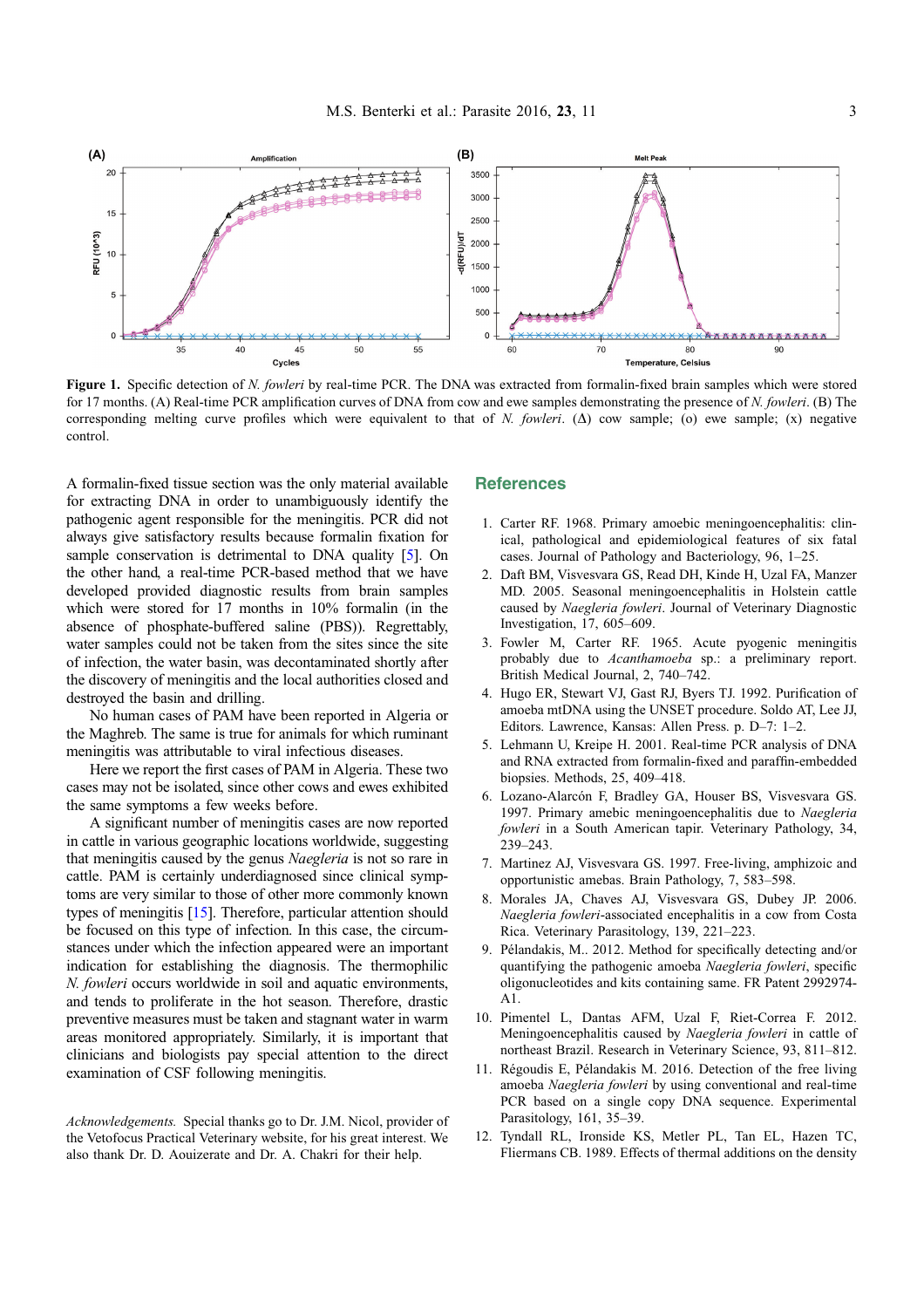**Figure 1.** Specific detection of *N. fowleri* by real-time PCR. The DNA was extracted from formalin-fixed brain samples which were stored for 17 months. (A) Real-time PCR amplification curves of DNA from cow and ewe samples demonstrating the presence of *N. fowleri*. (B) The corresponding melting curve profiles which were equivalent to that of *N. fowleri*. (Δ) cow sample; (o) ewe sample; (x) negative control.

A formalin-fixed tissue section was the only material available for extracting DNA in order to unambiguously identify the pathogenic agent responsible for the meningitis. PCR did not always give satisfactory results because formalin fixation for sample conservation is detrimental to DNA quality [5]. On the other hand, a real-time PCR-based method that we have developed provided diagnostic results from brain samples which were stored for 17 months in 10% formalin (in the absence of phosphate-buffered saline (PBS)). Regrettably, water samples could not be taken from the sites since the site of infection, the water basin, was decontaminated shortly after the discovery of meningitis and the local authorities closed and destroyed the basin and drilling.

No human cases of PAM have been reported in Algeria or the Maghreb. The same is true for animals for which ruminant meningitis was attributable to viral infectious diseases.

Here we report the first cases of PAM in Algeria. These two cases may not be isolated, since other cows and ewes exhibited the same symptoms a few weeks before.

A significant number of meningitis cases are now reported in cattle in various geographic locations worldwide, suggesting that meningitis caused by the genus *Naegleria* is not so rare in cattle. PAM is certainly underdiagnosed since clinical symptoms are very similar to those of other more commonly known types of meningitis [15]. Therefore, particular attention should be focused on this type of infection. In this case, the circumstances under which the infection appeared were an important indication for establishing the diagnosis. The thermophilic *N. fowleri* occurs worldwide in soil and aquatic environments, and tends to proliferate in the hot season. Therefore, drastic preventive measures must be taken and stagnant water in warm areas monitored appropriately. Similarly, it is important that clinicians and biologists pay special attention to the direct examination of CSF following meningitis.

*Acknowledgements.* Special thanks go to Dr. J.M. Nicol, provider of the Vetofocus Practical Veterinary website, for his great interest. We also thank Dr. D. Aouizerate and Dr. A. Chakri for their help.

## References

1. Carter RF. 1968. Primary amoebic meningoencephalitis: clinical, pathological and epidemiological features of six fatal cases. Journal of Pathology and Bacteriology, 96, 1–25.
2. Daft BM, Visvesvara GS, Read DH, Kinde H, Uzal FA, Manzer MD. 2005. Seasonal meningoencephalitis in Holstein cattle caused by *Naegleria fowleri*. Journal of Veterinary Diagnostic Investigation, 17, 605–609.
3. Fowler M, Carter RF. 1965. Acute pyogenic meningitis probably due to *Acanthamoeba* sp.: a preliminary report. British Medical Journal, 2, 740–742.
4. Hugo ER, Stewart VJ, Gast RJ, Byers TJ. 1992. Purification of amoeba mtDNA using the UNSET procedure. Soldo AT, Lee JJ, Editors. Lawrence, Kansas: Allen Press. p. D–7: 1–2.
5. Lehmann U, Kreipe H. 2001. Real-time PCR analysis of DNA and RNA extracted from formalin-fixed and paraffin-embedded biopsies. Methods, 25, 409–418.
6. Lozano-Alarcón F, Bradley GA, Houser BS, Visvesvara GS. 1997. Primary amebic meningoencephalitis due to *Naegleria fowleri* in a South American tapir. Veterinary Pathology, 34, 239–243.
7. Martinez AJ, Visvesvara GS. 1997. Free-living, amphizoic and opportunistic amebas. Brain Pathology, 7, 583–598.
8. Morales JA, Chaves AJ, Visvesvara GS, Dubey JP. 2006. *Naegleria fowleri*-associated encephalitis in a cow from Costa Rica. Veterinary Parasitology, 139, 221–223.
9. Pélandakis, M.. 2012. Method for specifically detecting and/or quantifying the pathogenic amoeba *Naegleria fowleri*, specific oligonucleotides and kits containing same. FR Patent 2992974-A1.
10. Pimentel L, Dantas AFM, Uzal F, Riet-Correa F. 2012. Meningoencephalitis caused by *Naegleria fowleri* in cattle of northeast Brazil. Research in Veterinary Science, 93, 811–812.
11. Régoudis E, Pélandakis M. 2016. Detection of the free living amoeba *Naegleria fowleri* by using conventional and real-time PCR based on a single copy DNA sequence. Experimental Parasitology, 161, 35–39.
12. Tyndall RL, Ironside KS, Metler PL, Tan EL, Hazen TC, Fliermans CB. 1989. Effects of thermal additions on the density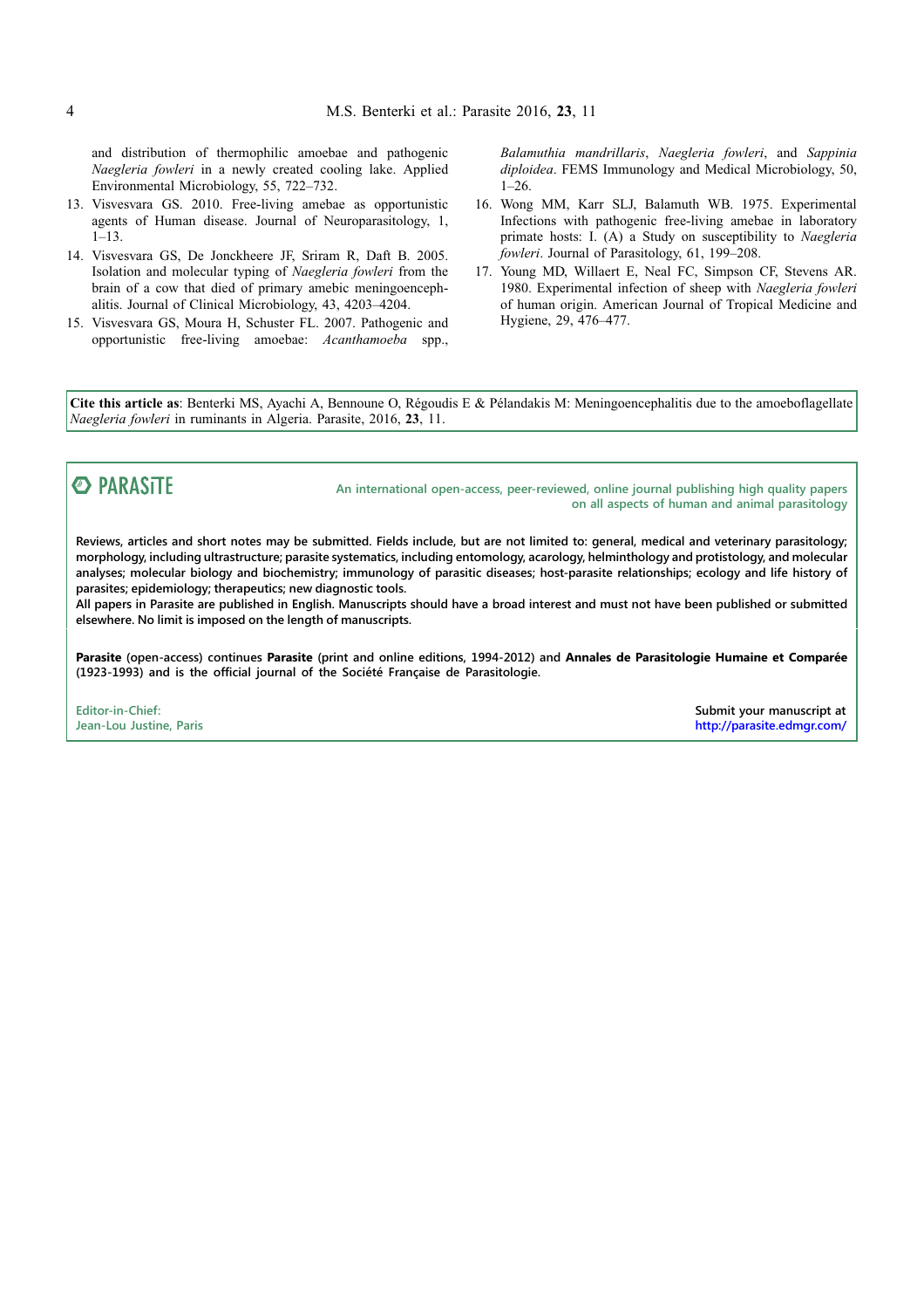and distribution of thermophilic amoebae and pathogenic *Naegleria fowleri* in a newly created cooling lake. Applied Environmental Microbiology, 55, 722–732.

13. Visvesvara GS. 2010. Free-living amebae as opportunistic agents of Human disease. Journal of Neuroparasitology, 1, 1–13.
14. Visvesvara GS, De Jonckheere JF, Sriram R, Daft B. 2005. Isolation and molecular typing of *Naegleria fowleri* from the brain of a cow that died of primary amebic meningoencephalitis. Journal of Clinical Microbiology, 43, 4203–4204.
15. Visvesvara GS, Moura H, Schuster FL. 2007. Pathogenic and opportunistic free-living amoebae: *Acanthamoeba* spp., *Balamuthia mandrillaris*, *Naegleria fowleri*, and *Sappinia diploidea*. FEMS Immunology and Medical Microbiology, 50, 1–26.
16. Wong MM, Karr SLJ, Balamuth WB. 1975. Experimental Infections with pathogenic free-living amebae in laboratory primate hosts: I. (A) a Study on susceptibility to *Naegleria fowleri*. Journal of Parasitology, 61, 199–208.
17. Young MD, Willaert E, Neal FC, Simpson CF, Stevens AR. 1980. Experimental infection of sheep with *Naegleria fowleri* of human origin. American Journal of Tropical Medicine and Hygiene, 29, 476–477.

**Cite this article as**: Benterki MS, Ayachi A, Bennoune O, Régoudis E & Pélandakis M: Meningoencephalitis due to the amoeboflagellate *Naegleria fowleri* in ruminants in Algeria. Parasite, 2016, **23**, 11.

**PARASITE**

An international open-access, peer-reviewed, online journal publishing high quality papers on all aspects of human and animal parasitology

Reviews, articles and short notes may be submitted. Fields include, but are not limited to: general, medical and veterinary parasitology; morphology, including ultrastructure; parasite systematics, including entomology, acarology, helminthology and protistology, and molecular analyses; molecular biology and biochemistry; immunology of parasitic diseases; host-parasite relationships; ecology and life history of parasites; epidemiology; therapeutics; new diagnostic tools.

All papers in Parasite are published in English. Manuscripts should have a broad interest and must not have been published or submitted elsewhere. No limit is imposed on the length of manuscripts.

**Parasite** (open-access) continues **Parasite** (print and online editions, 1994-2012) and **Annales de Parasitologie Humaine et Comparée (1923-1993)** and is the official journal of the Société Française de Parasitologie.

Editor-in-Chief:
Jean-Lou Justine, Paris

Submit your manuscript at
http://parasite.edmgr.com/